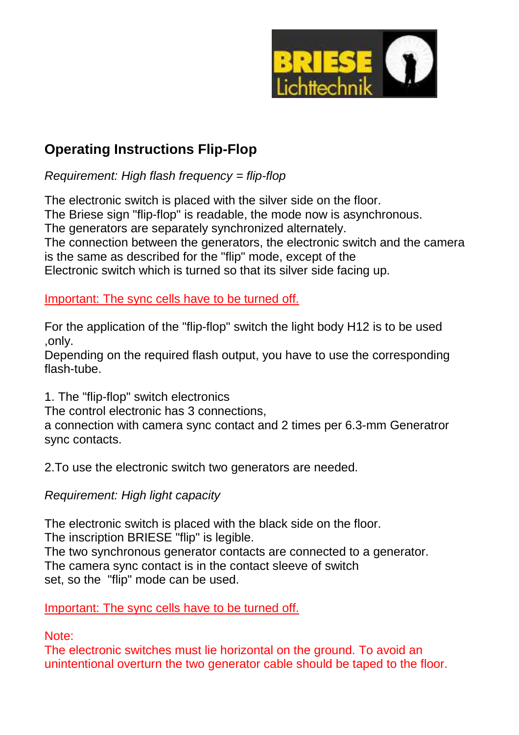BRIESE Lichttechnik

# Operating Instructions Flip-Flop

*Requirement: High flash frequency = flip-flop*

The electronic switch is placed with the silver side on the floor.
The Briese sign "flip-flop" is readable, the mode now is asynchronous.
The generators are separately synchronized alternately.
The connection between the generators, the electronic switch and the camera is the same as described for the "flip" mode, except of the Electronic switch which is turned so that its silver side facing up.

Important: The sync cells have to be turned off.

For the application of the "flip-flop" switch the light body H12 is to be used ,only.
Depending on the required flash output, you have to use the corresponding flash-tube.

1. The "flip-flop" switch electronics
The control electronic has 3 connections,
a connection with camera sync contact and 2 times per 6.3-mm Generatror sync contacts.

2.To use the electronic switch two generators are needed.

*Requirement: High light capacity*

The electronic switch is placed with the black side on the floor.
The inscription BRIESE "flip" is legible.
The two synchronous generator contacts are connected to a generator.
The camera sync contact is in the contact sleeve of switch set, so the "flip" mode can be used.

Important: The sync cells have to be turned off.

Note:
The electronic switches must lie horizontal on the ground. To avoid an unintentional overturn the two generator cable should be taped to the floor.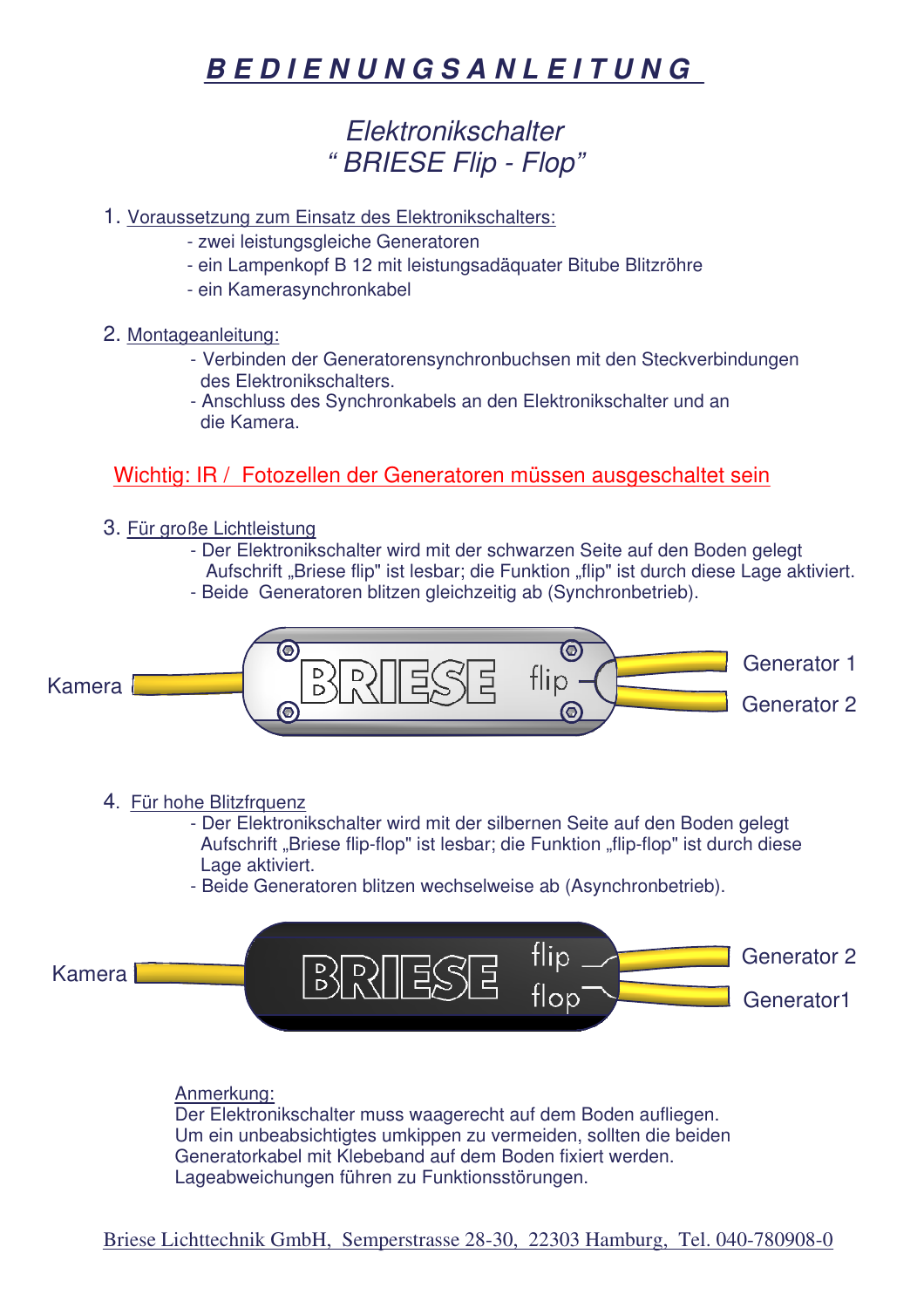# BEDIENUNGSANLEITUNG

## *Elektronikschalter*
## *“ BRIESE Flip - Flop”*

1. Voraussetzung zum Einsatz des Elektronikschalters:
   - zwei leistungsgleiche Generatoren
   - ein Lampenkopf B 12 mit leistungsadäquater Bitube Blitzröhre
   - ein Kamerasynchronkabel

2. Montageanleitung:
   - Verbinden der Generatorensynchronbuchsen mit den Steckverbindungen des Elektronikschalters.
   - Anschluss des Synchronkabels an den Elektronikschalter und an die Kamera.

Wichtig: IR / Fotozellen der Generatoren müssen ausgeschaltet sein

3. Für große Lichtleistung
   - Der Elektronikschalter wird mit der schwarzen Seite auf den Boden gelegt Aufschrift „Briese flip" ist lesbar; die Funktion „flip" ist durch diese Lage aktiviert.
   - Beide Generatoren blitzen gleichzeitig ab (Synchronbetrieb).

Kamera

BRIESE flip

Generator 1

Generator 2

4. Für hohe Blitzfrquenz
   - Der Elektronikschalter wird mit der silbernen Seite auf den Boden gelegt Aufschrift „Briese flip-flop" ist lesbar; die Funktion „flip-flop" ist durch diese Lage aktiviert.
   - Beide Generatoren blitzen wechselweise ab (Asynchronbetrieb).

Kamera

BRIESE flip flop

Generator 2

Generator1

Anmerkung:
Der Elektronikschalter muss waagerecht auf dem Boden aufliegen.
Um ein unbeabsichtigtes umkippen zu vermeiden, sollten die beiden Generatorkabel mit Klebeband auf dem Boden fixiert werden.
Lageabweichungen führen zu Funktionsstörungen.

Briese Lichttechnik GmbH, Semperstrasse 28-30, 22303 Hamburg, Tel. 040-780908-0